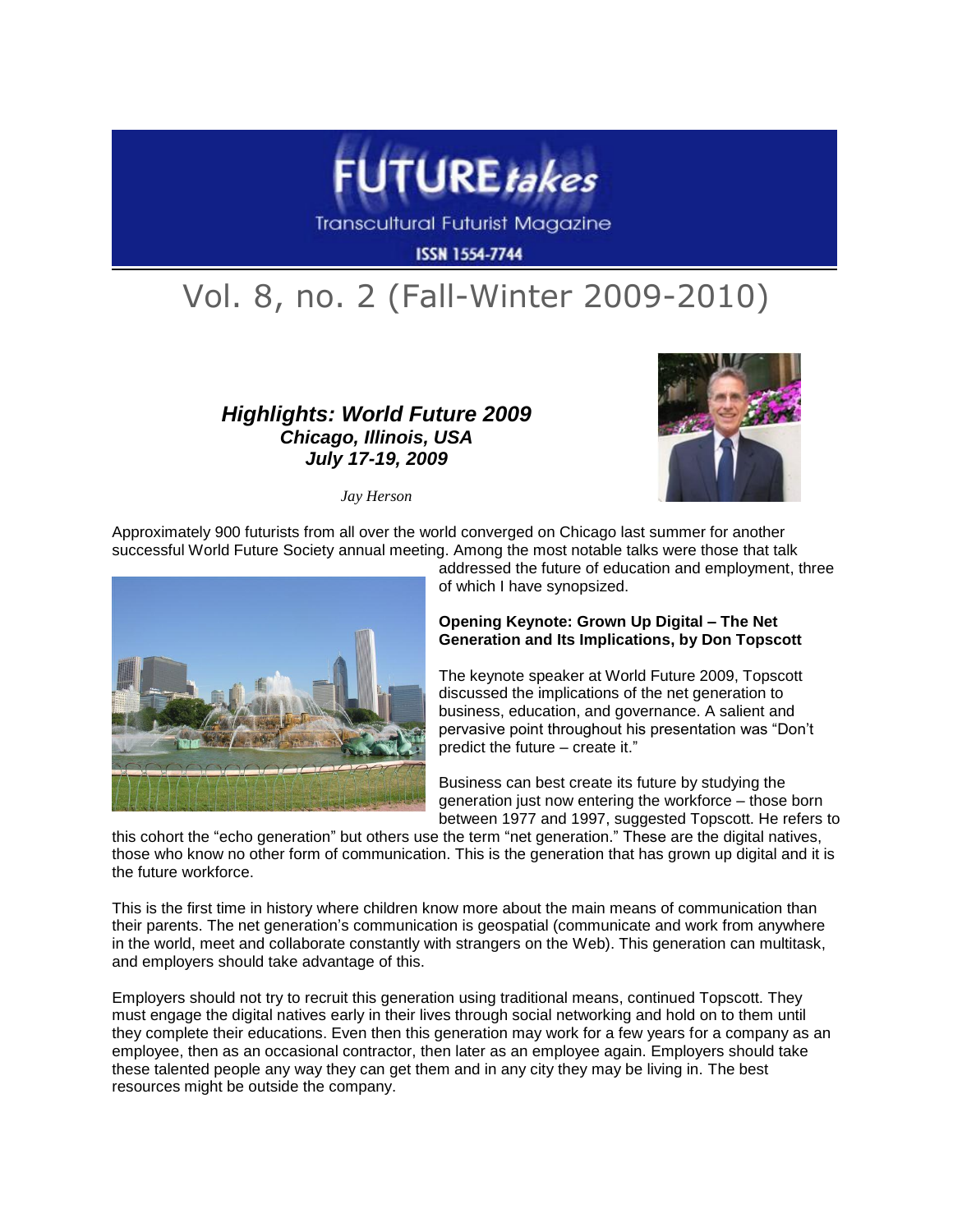# FUTURE*takes*

Transcultural Futurist Magazine

ISSN 1554-7744

# Vol. 8, no. 2 (Fall-Winter 2009-2010)

### ***Highlights: World Future 2009***
### ***Chicago, Illinois, USA***
### ***July 17-19, 2009***

*Jay Herson*

Approximately 900 futurists from all over the world converged on Chicago last summer for another successful World Future Society annual meeting. Among the most notable talks were those that talk addressed the future of education and employment, three of which I have synopsized.

**Opening Keynote: Grown Up Digital – The Net Generation and Its Implications, by Don Topscott**

The keynote speaker at World Future 2009, Topscott discussed the implications of the net generation to business, education, and governance. A salient and pervasive point throughout his presentation was "Don't predict the future – create it."

Business can best create its future by studying the generation just now entering the workforce – those born between 1977 and 1997, suggested Topscott. He refers to this cohort the "echo generation" but others use the term "net generation." These are the digital natives, those who know no other form of communication. This is the generation that has grown up digital and it is the future workforce.

This is the first time in history where children know more about the main means of communication than their parents. The net generation's communication is geospatial (communicate and work from anywhere in the world, meet and collaborate constantly with strangers on the Web). This generation can multitask, and employers should take advantage of this.

Employers should not try to recruit this generation using traditional means, continued Topscott. They must engage the digital natives early in their lives through social networking and hold on to them until they complete their educations. Even then this generation may work for a few years for a company as an employee, then as an occasional contractor, then later as an employee again. Employers should take these talented people any way they can get them and in any city they may be living in. The best resources might be outside the company.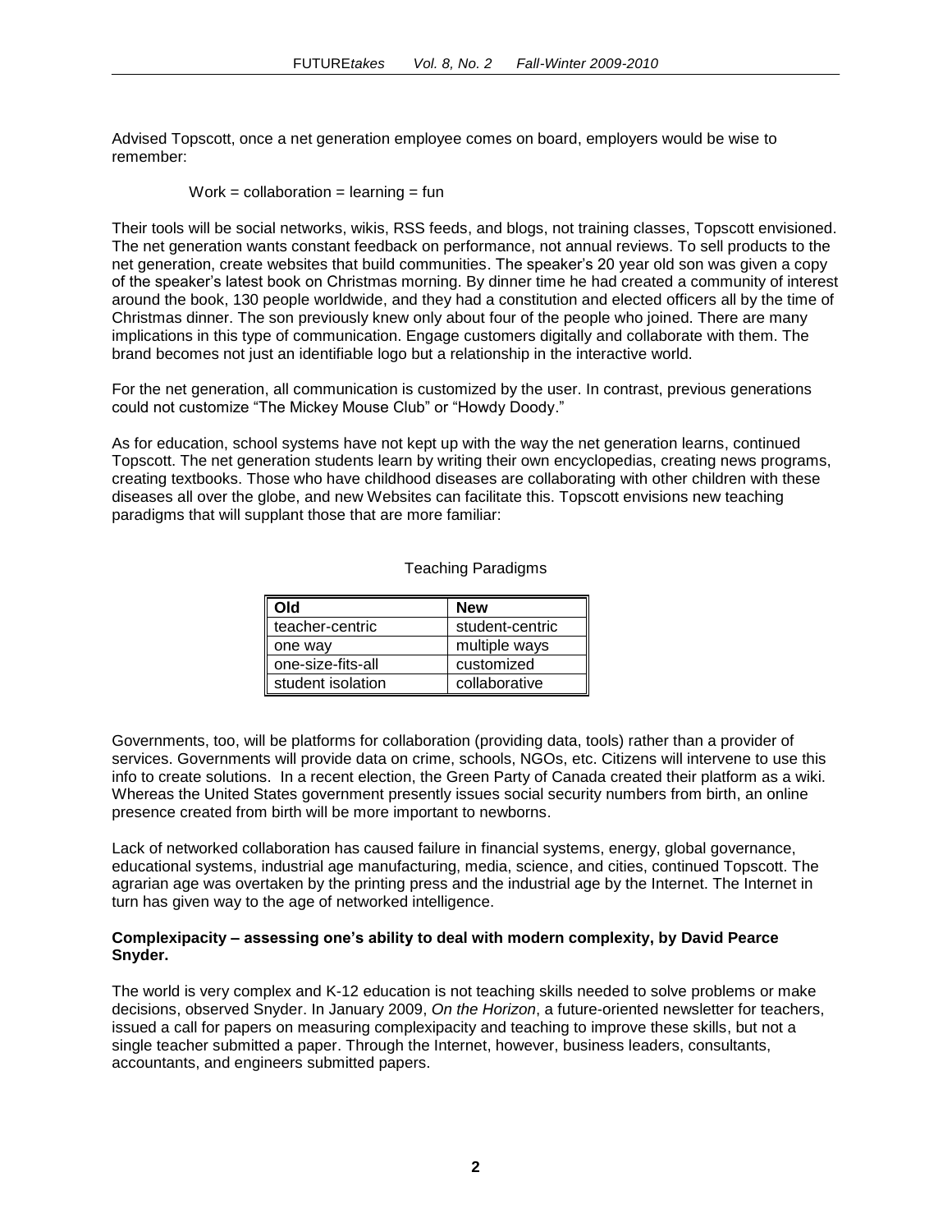Advised Topscott, once a net generation employee comes on board, employers would be wise to remember:

Work = collaboration = learning = fun

Their tools will be social networks, wikis, RSS feeds, and blogs, not training classes, Topscott envisioned. The net generation wants constant feedback on performance, not annual reviews. To sell products to the net generation, create websites that build communities. The speaker's 20 year old son was given a copy of the speaker's latest book on Christmas morning. By dinner time he had created a community of interest around the book, 130 people worldwide, and they had a constitution and elected officers all by the time of Christmas dinner. The son previously knew only about four of the people who joined. There are many implications in this type of communication. Engage customers digitally and collaborate with them. The brand becomes not just an identifiable logo but a relationship in the interactive world.

For the net generation, all communication is customized by the user. In contrast, previous generations could not customize "The Mickey Mouse Club" or "Howdy Doody."

As for education, school systems have not kept up with the way the net generation learns, continued Topscott. The net generation students learn by writing their own encyclopedias, creating news programs, creating textbooks. Those who have childhood diseases are collaborating with other children with these diseases all over the globe, and new Websites can facilitate this. Topscott envisions new teaching paradigms that will supplant those that are more familiar:

Teaching Paradigms

| Old | New |
|---|---|
| teacher-centric | student-centric |
| one way | multiple ways |
| one-size-fits-all | customized |
| student isolation | collaborative |

Governments, too, will be platforms for collaboration (providing data, tools) rather than a provider of services. Governments will provide data on crime, schools, NGOs, etc. Citizens will intervene to use this info to create solutions. In a recent election, the Green Party of Canada created their platform as a wiki. Whereas the United States government presently issues social security numbers from birth, an online presence created from birth will be more important to newborns.

Lack of networked collaboration has caused failure in financial systems, energy, global governance, educational systems, industrial age manufacturing, media, science, and cities, continued Topscott. The agrarian age was overtaken by the printing press and the industrial age by the Internet. The Internet in turn has given way to the age of networked intelligence.

**Complexipacity – assessing one's ability to deal with modern complexity, by David Pearce Snyder.**

The world is very complex and K-12 education is not teaching skills needed to solve problems or make decisions, observed Snyder. In January 2009, *On the Horizon*, a future-oriented newsletter for teachers, issued a call for papers on measuring complexipacity and teaching to improve these skills, but not a single teacher submitted a paper. Through the Internet, however, business leaders, consultants, accountants, and engineers submitted papers.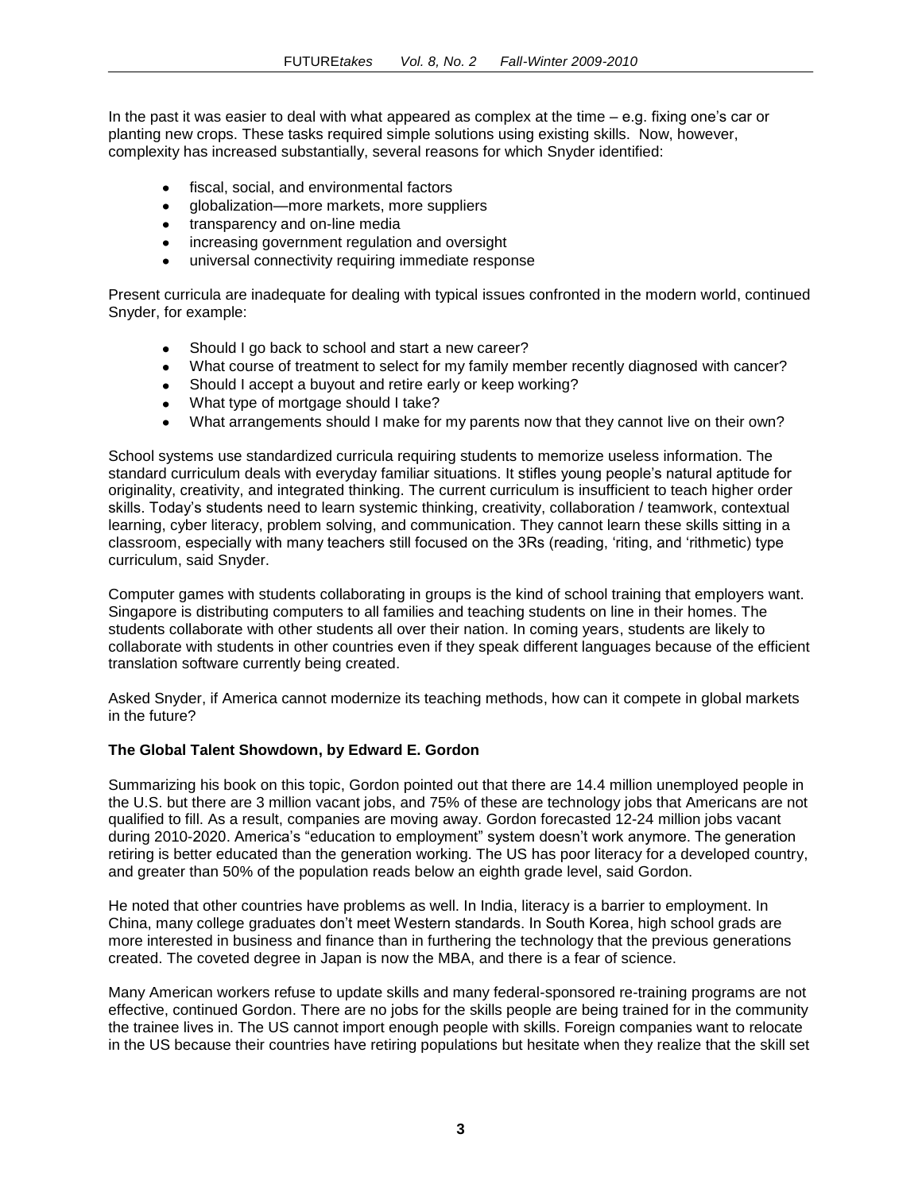In the past it was easier to deal with what appeared as complex at the time – e.g. fixing one's car or planting new crops. These tasks required simple solutions using existing skills. Now, however, complexity has increased substantially, several reasons for which Snyder identified:

- fiscal, social, and environmental factors
- globalization—more markets, more suppliers
- transparency and on-line media
- increasing government regulation and oversight
- universal connectivity requiring immediate response

Present curricula are inadequate for dealing with typical issues confronted in the modern world, continued Snyder, for example:

- Should I go back to school and start a new career?
- What course of treatment to select for my family member recently diagnosed with cancer?
- Should I accept a buyout and retire early or keep working?
- What type of mortgage should I take?
- What arrangements should I make for my parents now that they cannot live on their own?

School systems use standardized curricula requiring students to memorize useless information. The standard curriculum deals with everyday familiar situations. It stifles young people's natural aptitude for originality, creativity, and integrated thinking. The current curriculum is insufficient to teach higher order skills. Today's students need to learn systemic thinking, creativity, collaboration / teamwork, contextual learning, cyber literacy, problem solving, and communication. They cannot learn these skills sitting in a classroom, especially with many teachers still focused on the 3Rs (reading, 'riting, and 'rithmetic) type curriculum, said Snyder.

Computer games with students collaborating in groups is the kind of school training that employers want. Singapore is distributing computers to all families and teaching students on line in their homes. The students collaborate with other students all over their nation. In coming years, students are likely to collaborate with students in other countries even if they speak different languages because of the efficient translation software currently being created.

Asked Snyder, if America cannot modernize its teaching methods, how can it compete in global markets in the future?

**The Global Talent Showdown, by Edward E. Gordon**

Summarizing his book on this topic, Gordon pointed out that there are 14.4 million unemployed people in the U.S. but there are 3 million vacant jobs, and 75% of these are technology jobs that Americans are not qualified to fill. As a result, companies are moving away. Gordon forecasted 12-24 million jobs vacant during 2010-2020. America's "education to employment" system doesn't work anymore. The generation retiring is better educated than the generation working. The US has poor literacy for a developed country, and greater than 50% of the population reads below an eighth grade level, said Gordon.

He noted that other countries have problems as well. In India, literacy is a barrier to employment. In China, many college graduates don't meet Western standards. In South Korea, high school grads are more interested in business and finance than in furthering the technology that the previous generations created. The coveted degree in Japan is now the MBA, and there is a fear of science.

Many American workers refuse to update skills and many federal-sponsored re-training programs are not effective, continued Gordon. There are no jobs for the skills people are being trained for in the community the trainee lives in. The US cannot import enough people with skills. Foreign companies want to relocate in the US because their countries have retiring populations but hesitate when they realize that the skill set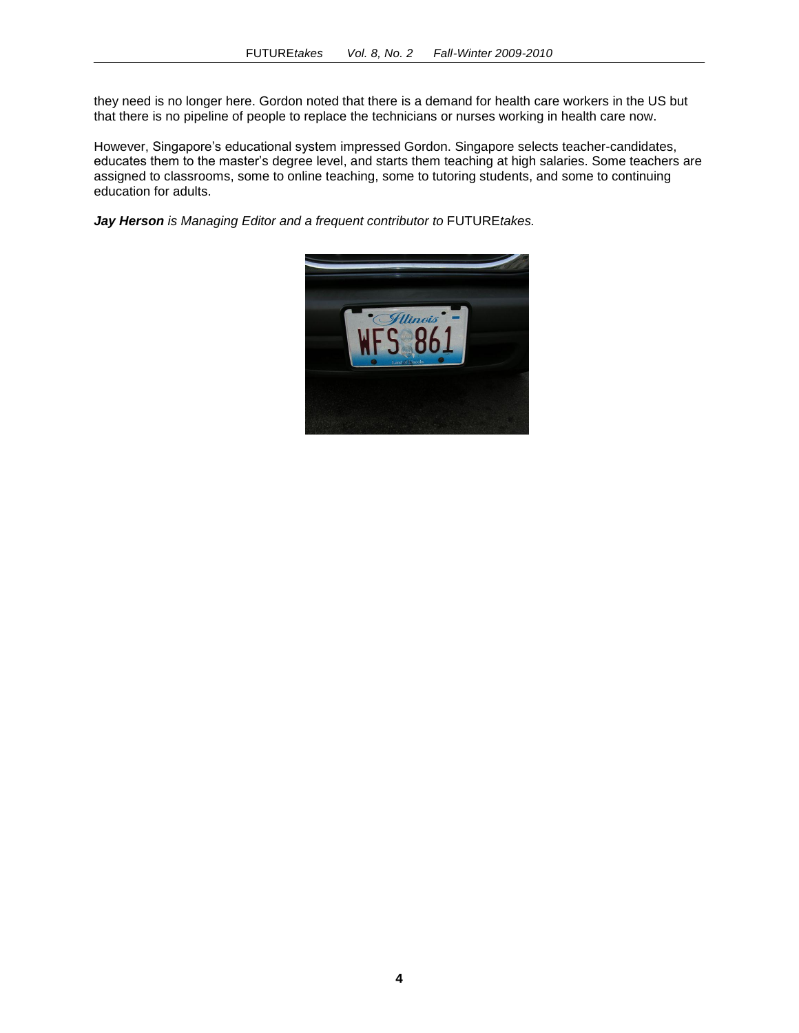they need is no longer here. Gordon noted that there is a demand for health care workers in the US but that there is no pipeline of people to replace the technicians or nurses working in health care now.

However, Singapore's educational system impressed Gordon. Singapore selects teacher-candidates, educates them to the master's degree level, and starts them teaching at high salaries. Some teachers are assigned to classrooms, some to online teaching, some to tutoring students, and some to continuing education for adults.

***Jay Herson*** *is Managing Editor and a frequent contributor to* FUTURE*takes.*